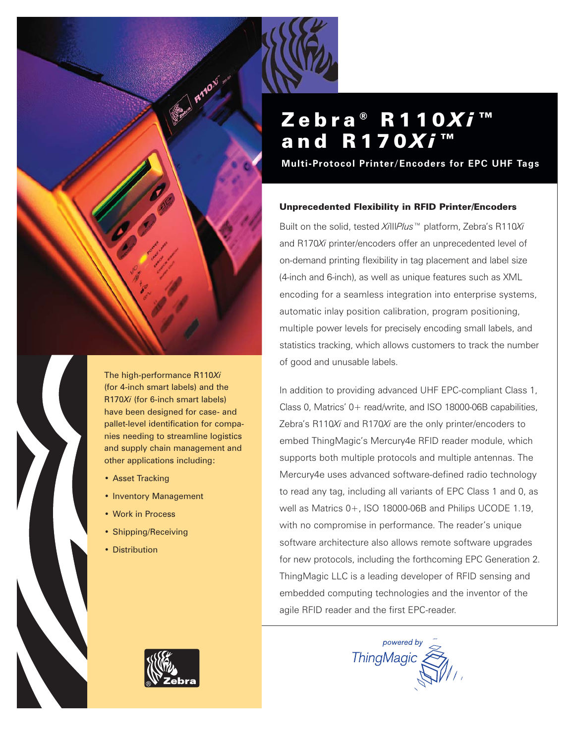# Zebra® R110*Xi*™ and R170*Xi*™

**Multi-Protocol Printer/Encoders for EPC UHF Tags**

The high-performance R110*Xi* (for 4-inch smart labels) and the R170*Xi* (for 6-inch smart labels) have been designed for case- and pallet-level identification for companies needing to streamline logistics and supply chain management and other applications including:

- Asset Tracking
- Inventory Management
- Work in Process
- Shipping/Receiving
- Distribution

### Unprecedented Flexibility in RFID Printer/Encoders

Built on the solid, tested *Xi*III*Plus*™ platform, Zebra's R110*Xi* and R170*Xi* printer/encoders offer an unprecedented level of on-demand printing flexibility in tag placement and label size (4-inch and 6-inch), as well as unique features such as XML encoding for a seamless integration into enterprise systems, automatic inlay position calibration, program positioning, multiple power levels for precisely encoding small labels, and statistics tracking, which allows customers to track the number of good and unusable labels.

In addition to providing advanced UHF EPC-compliant Class 1, Class 0, Matrics' 0+ read/write, and ISO 18000-06B capabilities, Zebra's R110*Xi* and R170*Xi* are the only printer/encoders to embed ThingMagic's Mercury4e RFID reader module, which supports both multiple protocols and multiple antennas. The Mercury4e uses advanced software-defined radio technology to read any tag, including all variants of EPC Class 1 and 0, as well as Matrics 0+, ISO 18000-06B and Philips UCODE 1.19, with no compromise in performance. The reader's unique software architecture also allows remote software upgrades for new protocols, including the forthcoming EPC Generation 2. ThingMagic LLC is a leading developer of RFID sensing and embedded computing technologies and the inventor of the agile RFID reader and the first EPC-reader.

*powered by* ThingMagic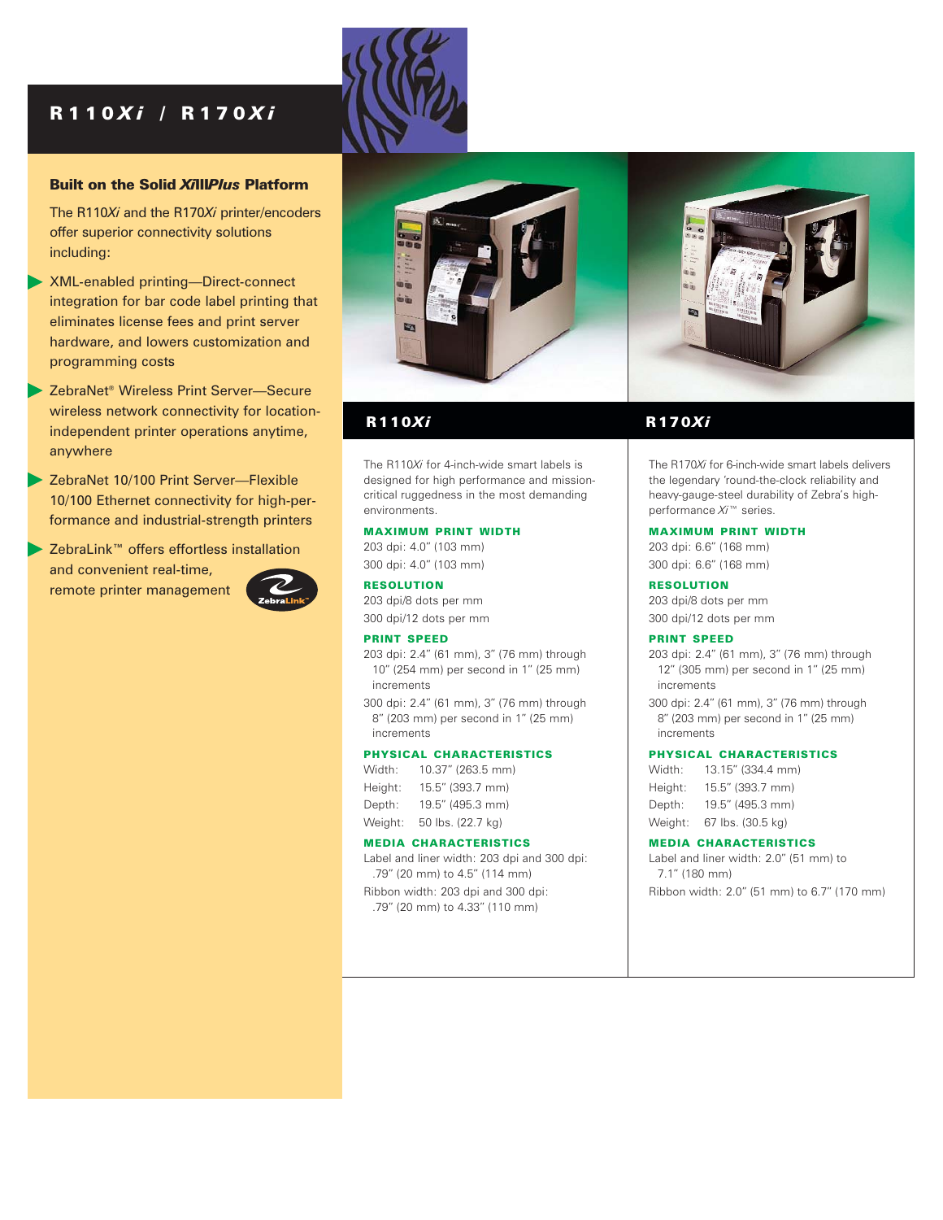# R110*Xi* / R170*Xi*

## Built on the Solid *Xi*III*Plus* Platform

The R110*Xi* and the R170*Xi* printer/encoders offer superior connectivity solutions including:

- XML-enabled printing—Direct-connect integration for bar code label printing that eliminates license fees and print server hardware, and lowers customization and programming costs
- ZebraNet® Wireless Print Server—Secure wireless network connectivity for location-independent printer operations anytime, anywhere
- ZebraNet 10/100 Print Server—Flexible 10/100 Ethernet connectivity for high-performance and industrial-strength printers
- ZebraLink™ offers effortless installation and convenient real-time, remote printer management

## R110*Xi*

The R110*Xi* for 4-inch-wide smart labels is designed for high performance and mission-critical ruggedness in the most demanding environments.

### MAXIMUM PRINT WIDTH

203 dpi: 4.0" (103 mm)
300 dpi: 4.0" (103 mm)

### RESOLUTION

203 dpi/8 dots per mm
300 dpi/12 dots per mm

### PRINT SPEED

203 dpi: 2.4" (61 mm), 3" (76 mm) through 10" (254 mm) per second in 1" (25 mm) increments

300 dpi: 2.4" (61 mm), 3" (76 mm) through 8" (203 mm) per second in 1" (25 mm) increments

### PHYSICAL CHARACTERISTICS

| | |
|---|---|
| Width: | 10.37" (263.5 mm) |
| Height: | 15.5" (393.7 mm) |
| Depth: | 19.5" (495.3 mm) |
| Weight: | 50 lbs. (22.7 kg) |

### MEDIA CHARACTERISTICS

Label and liner width: 203 dpi and 300 dpi: .79" (20 mm) to 4.5" (114 mm)

Ribbon width: 203 dpi and 300 dpi: .79" (20 mm) to 4.33" (110 mm)

## R170*Xi*

The R170*Xi* for 6-inch-wide smart labels delivers the legendary 'round-the-clock reliability and heavy-gauge-steel durability of Zebra's high-performance *Xi*™ series.

### MAXIMUM PRINT WIDTH

203 dpi: 6.6" (168 mm)
300 dpi: 6.6" (168 mm)

### RESOLUTION

203 dpi/8 dots per mm
300 dpi/12 dots per mm

### PRINT SPEED

203 dpi: 2.4" (61 mm), 3" (76 mm) through 12" (305 mm) per second in 1" (25 mm) increments

300 dpi: 2.4" (61 mm), 3" (76 mm) through 8" (203 mm) per second in 1" (25 mm) increments

### PHYSICAL CHARACTERISTICS

| | |
|---|---|
| Width: | 13.15" (334.4 mm) |
| Height: | 15.5" (393.7 mm) |
| Depth: | 19.5" (495.3 mm) |
| Weight: | 67 lbs. (30.5 kg) |

### MEDIA CHARACTERISTICS

Label and liner width: 2.0" (51 mm) to 7.1" (180 mm)

Ribbon width: 2.0" (51 mm) to 6.7" (170 mm)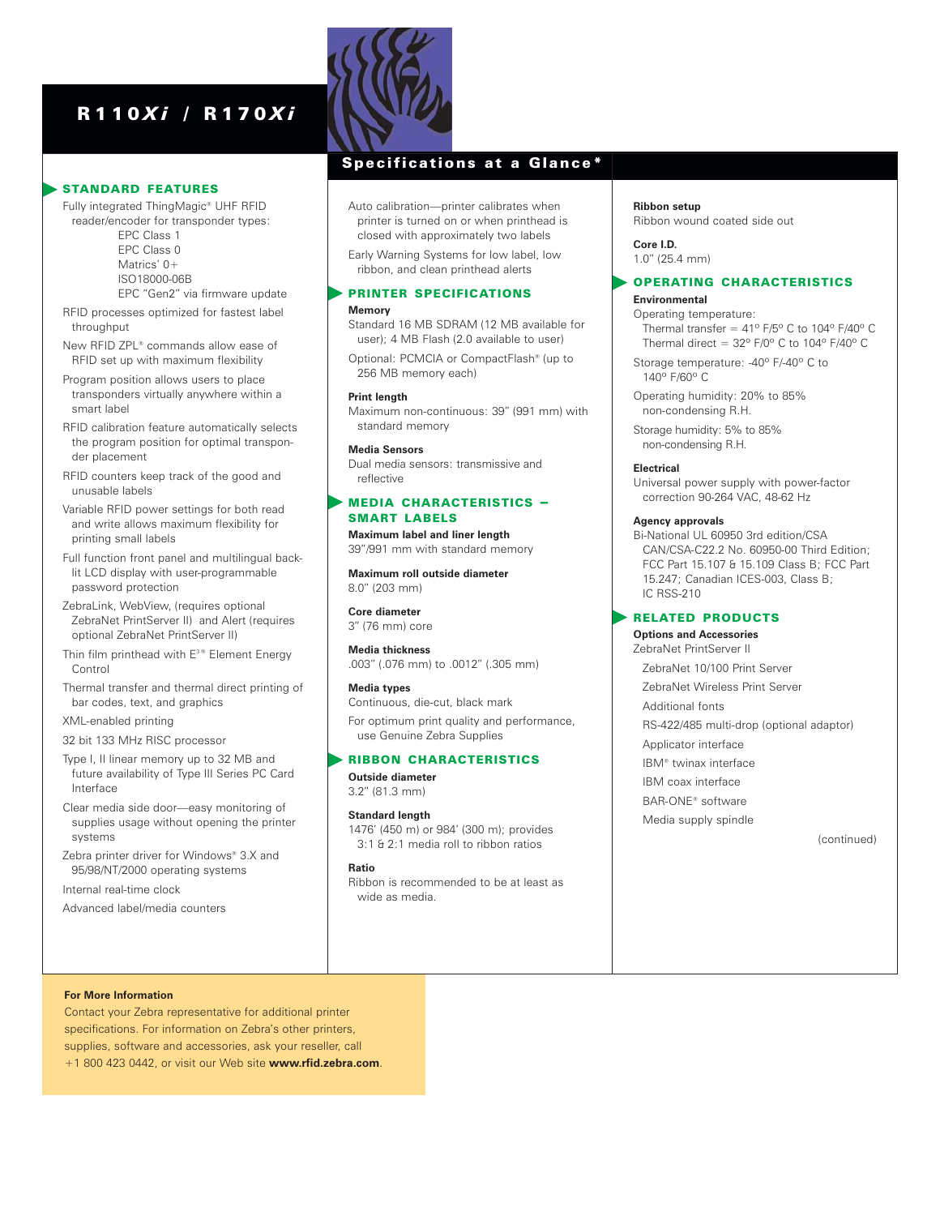# R110*Xi* / R170*Xi*

## Specifications at a Glance*

### STANDARD FEATURES

- Fully integrated ThingMagic® UHF RFID reader/encoder for transponder types:
  - EPC Class 1
  - EPC Class 0
  - Matrics' 0+
  - ISO18000-06B
  - EPC "Gen2" via firmware update
- RFID processes optimized for fastest label throughput
- New RFID ZPL® commands allow ease of RFID set up with maximum flexibility
- Program position allows users to place transponders virtually anywhere within a smart label
- RFID calibration feature automatically selects the program position for optimal transponder placement
- RFID counters keep track of the good and unusable labels
- Variable RFID power settings for both read and write allows maximum flexibility for printing small labels
- Full function front panel and multilingual backlit LCD display with user-programmable password protection
- ZebraLink, WebView, (requires optional ZebraNet PrintServer II) and Alert (requires optional ZebraNet PrintServer II)
- Thin film printhead with E3® Element Energy Control
- Thermal transfer and thermal direct printing of bar codes, text, and graphics
- XML-enabled printing
- 32 bit 133 MHz RISC processor
- Type I, II linear memory up to 32 MB and future availability of Type III Series PC Card Interface
- Clear media side door—easy monitoring of supplies usage without opening the printer systems
- Zebra printer driver for Windows® 3.X and 95/98/NT/2000 operating systems
- Internal real-time clock
- Advanced label/media counters
- Auto calibration—printer calibrates when printer is turned on or when printhead is closed with approximately two labels
- Early Warning Systems for low label, low ribbon, and clean printhead alerts

### PRINTER SPECIFICATIONS

**Memory**
Standard 16 MB SDRAM (12 MB available for user); 4 MB Flash (2.0 available to user)

Optional: PCMCIA or CompactFlash® (up to 256 MB memory each)

**Print length**
Maximum non-continuous: 39" (991 mm) with standard memory

**Media Sensors**
Dual media sensors: transmissive and reflective

### MEDIA CHARACTERISTICS – SMART LABELS

**Maximum label and liner length**
39"/991 mm with standard memory

**Maximum roll outside diameter**
8.0" (203 mm)

**Core diameter**
3" (76 mm) core

**Media thickness**
.003" (.076 mm) to .0012" (.305 mm)

**Media types**
Continuous, die-cut, black mark

For optimum print quality and performance, use Genuine Zebra Supplies

### RIBBON CHARACTERISTICS

**Outside diameter**
3.2" (81.3 mm)

**Standard length**
1476' (450 m) or 984' (300 m); provides 3:1 & 2:1 media roll to ribbon ratios

**Ratio**
Ribbon is recommended to be at least as wide as media.

**Ribbon setup**
Ribbon wound coated side out

**Core I.D.**
1.0" (25.4 mm)

### OPERATING CHARACTERISTICS

**Environmental**
Operating temperature:
Thermal transfer = 41° F/5° C to 104° F/40° C
Thermal direct = 32° F/0° C to 104° F/40° C

Storage temperature: -40° F/-40° C to 140° F/60° C

Operating humidity: 20% to 85% non-condensing R.H.

Storage humidity: 5% to 85% non-condensing R.H.

**Electrical**
Universal power supply with power-factor correction 90-264 VAC, 48-62 Hz

**Agency approvals**
Bi-National UL 60950 3rd edition/CSA CAN/CSA-C22.2 No. 60950-00 Third Edition; FCC Part 15.107 & 15.109 Class B; FCC Part 15.247; Canadian ICES-003, Class B; IC RSS-210

### RELATED PRODUCTS

**Options and Accessories**
ZebraNet PrintServer II

- ZebraNet 10/100 Print Server
- ZebraNet Wireless Print Server
- Additional fonts
- RS-422/485 multi-drop (optional adaptor)
- Applicator interface
- IBM® twinax interface
- IBM coax interface
- BAR-ONE® software
- Media supply spindle

(continued)

**For More Information**
Contact your Zebra representative for additional printer specifications. For information on Zebra's other printers, supplies, software and accessories, ask your reseller, call +1 800 423 0442, or visit our Web site **www.rfid.zebra.com**.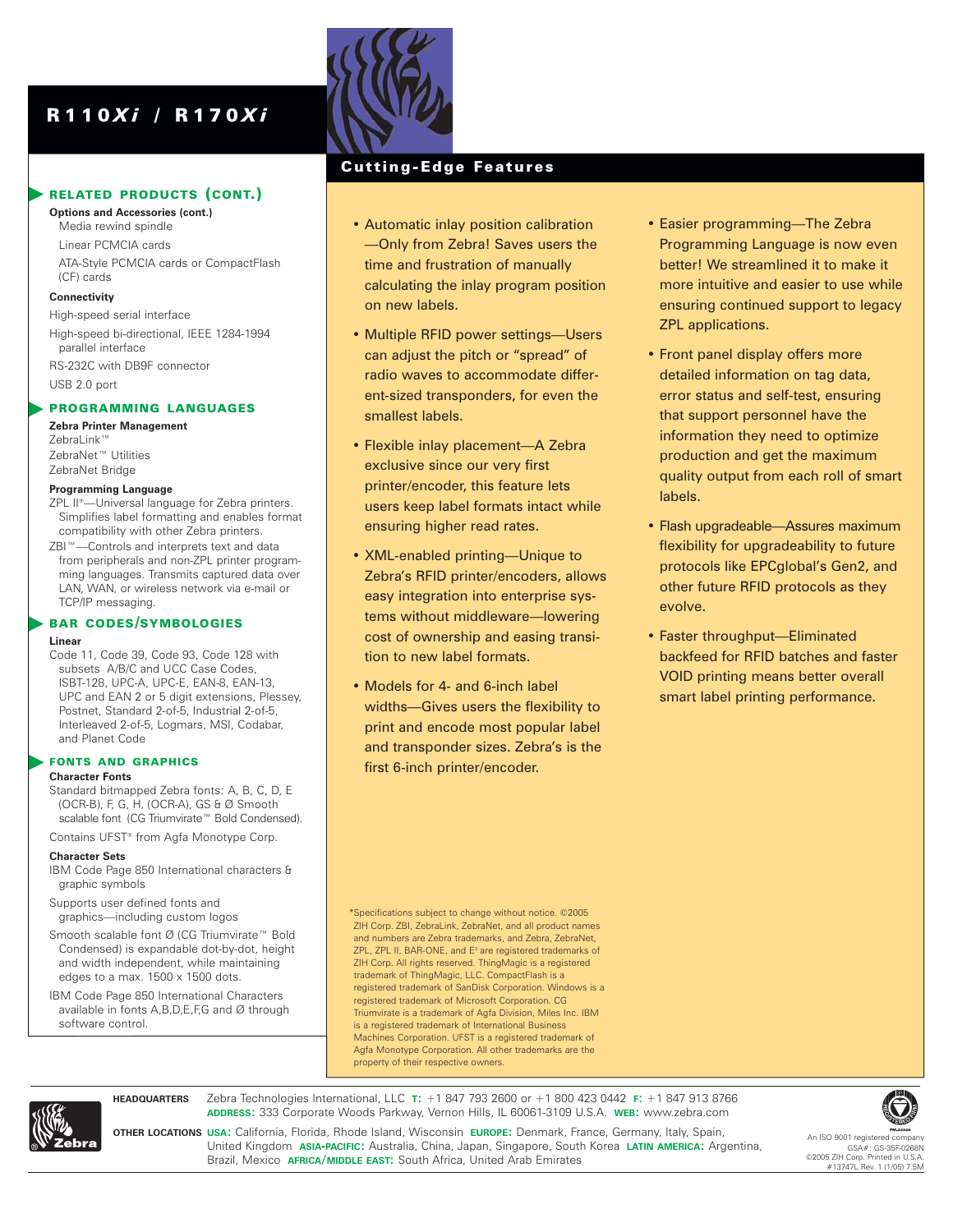# R110*Xi* / R170*Xi*

## RELATED PRODUCTS (CONT.)

**Options and Accessories (cont.)**

Media rewind spindle

Linear PCMCIA cards

ATA-Style PCMCIA cards or CompactFlash (CF) cards

**Connectivity**

High-speed serial interface

High-speed bi-directional, IEEE 1284-1994 parallel interface

RS-232C with DB9F connector

USB 2.0 port

## PROGRAMMING LANGUAGES

**Zebra Printer Management**

ZebraLink™

ZebraNet™ Utilities

ZebraNet Bridge

**Programming Language**

ZPL II®—Universal language for Zebra printers. Simplifies label formatting and enables format compatibility with other Zebra printers.

ZBI™—Controls and interprets text and data from peripherals and non-ZPL printer programming languages. Transmits captured data over LAN, WAN, or wireless network via e-mail or TCP/IP messaging.

## BAR CODES/SYMBOLOGIES

**Linear**

Code 11, Code 39, Code 93, Code 128 with subsets A/B/C and UCC Case Codes, ISBT-128, UPC-A, UPC-E, EAN-8, EAN-13, UPC and EAN 2 or 5 digit extensions, Plessey, Postnet, Standard 2-of-5, Industrial 2-of-5, Interleaved 2-of-5, Logmars, MSI, Codabar, and Planet Code

## FONTS AND GRAPHICS

**Character Fonts**

Standard bitmapped Zebra fonts: A, B, C, D, E (OCR-B), F, G, H, (OCR-A), GS & Ø Smooth scalable font (CG Triumvirate™ Bold Condensed).

Contains UFST® from Agfa Monotype Corp.

**Character Sets**

IBM Code Page 850 International characters & graphic symbols

Supports user defined fonts and graphics—including custom logos

Smooth scalable font Ø (CG Triumvirate™ Bold Condensed) is expandable dot-by-dot, height and width independent, while maintaining edges to a max. 1500 x 1500 dots.

IBM Code Page 850 International Characters available in fonts A,B,D,E,F,G and Ø through software control.

## Cutting-Edge Features

- Automatic inlay position calibration—Only from Zebra! Saves users the time and frustration of manually calculating the inlay program position on new labels.
- Multiple RFID power settings—Users can adjust the pitch or "spread" of radio waves to accommodate different-sized transponders, for even the smallest labels.
- Flexible inlay placement—A Zebra exclusive since our very first printer/encoder, this feature lets users keep label formats intact while ensuring higher read rates.
- XML-enabled printing—Unique to Zebra's RFID printer/encoders, allows easy integration into enterprise systems without middleware—lowering cost of ownership and easing transition to new label formats.
- Models for 4- and 6-inch label widths—Gives users the flexibility to print and encode most popular label and transponder sizes. Zebra's is the first 6-inch printer/encoder.
- Easier programming—The Zebra Programming Language is now even better! We streamlined it to make it more intuitive and easier to use while ensuring continued support to legacy ZPL applications.
- Front panel display offers more detailed information on tag data, error status and self-test, ensuring that support personnel have the information they need to optimize production and get the maximum quality output from each roll of smart labels.
- Flash upgradeable—Assures maximum flexibility for upgradeability to future protocols like EPCglobal's Gen2, and other future RFID protocols as they evolve.
- Faster throughput—Eliminated backfeed for RFID batches and faster VOID printing means better overall smart label printing performance.

*Specifications subject to change without notice. ©2005 ZIH Corp. ZBI, ZebraLink, ZebraNet, and all product names and numbers are Zebra trademarks, and Zebra, ZebraNet, ZPL, ZPL II, BAR-ONE, and E³ are registered trademarks of ZIH Corp. All rights reserved. ThingMagic is a registered trademark of ThingMagic, LLC. CompactFlash is a registered trademark of SanDisk Corporation. Windows is a registered trademark of Microsoft Corporation. CG Triumvirate is a trademark of Agfa Division, Miles Inc. IBM is a registered trademark of International Business Machines Corporation. UFST is a registered trademark of Agfa Monotype Corporation. All other trademarks are the property of their respective owners.

**HEADQUARTERS** Zebra Technologies International, LLC **T:** +1 847 793 2600 or +1 800 423 0442 **F:** +1 847 913 8766 **ADDRESS:** 333 Corporate Woods Parkway, Vernon Hills, IL 60061-3109 U.S.A. **WEB:** www.zebra.com

**OTHER LOCATIONS** **USA:** California, Florida, Rhode Island, Wisconsin **EUROPE:** Denmark, France, Germany, Italy, Spain, United Kingdom **ASIA-PACIFIC:** Australia, China, Japan, Singapore, South Korea **LATIN AMERICA:** Argentina, Brazil, Mexico **AFRICA/MIDDLE EAST:** South Africa, United Arab Emirates

An ISO 9001 registered company
GSA#: GS-35F-0268N
©2005 ZIH Corp. Printed in U.S.A.
#13747L Rev. 1 (1/05) 7.5M